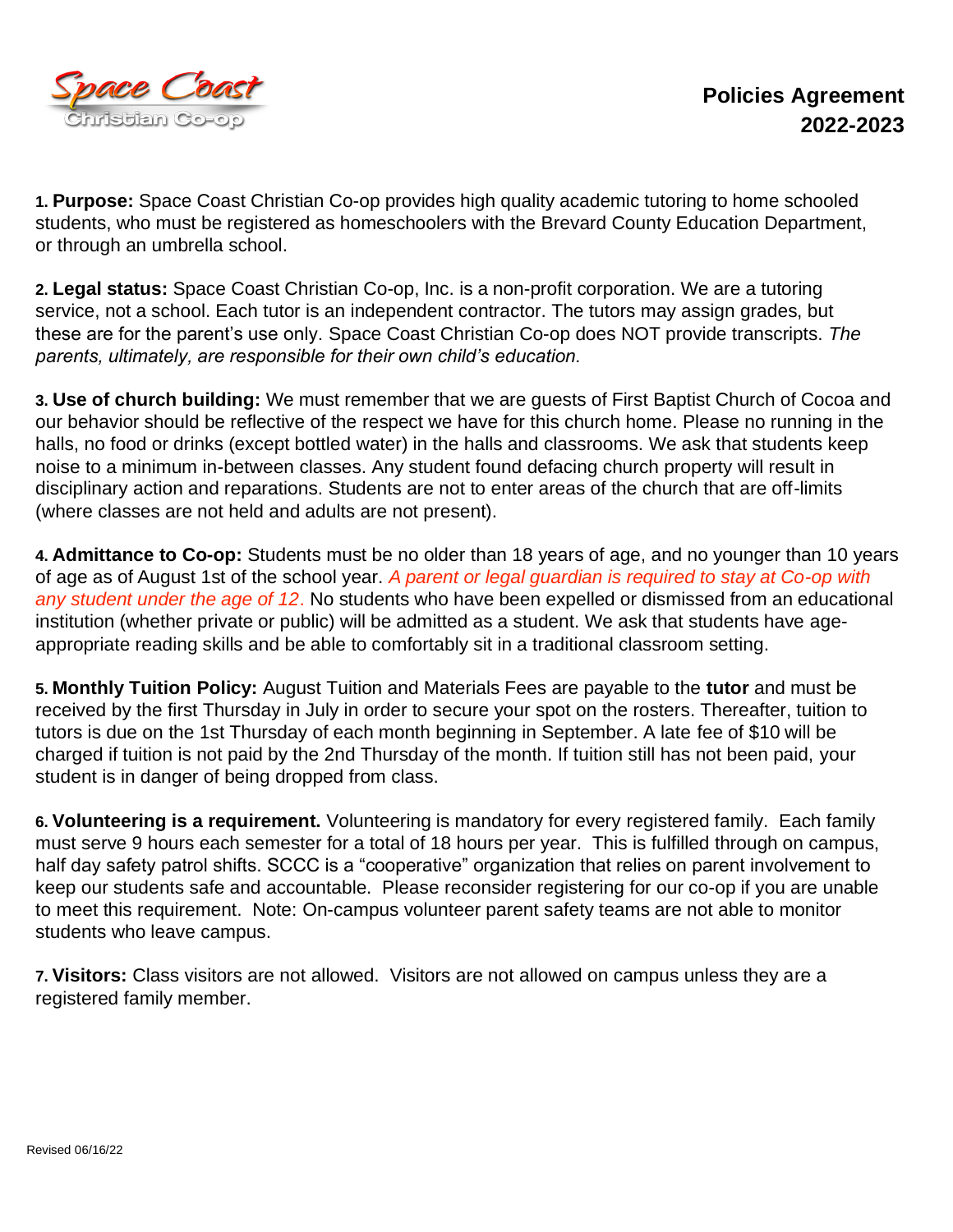Space Coast Christian Co-op

# Policies Agreement 2022-2023

**1. Purpose:** Space Coast Christian Co-op provides high quality academic tutoring to home schooled students, who must be registered as homeschoolers with the Brevard County Education Department, or through an umbrella school.

**2. Legal status:** Space Coast Christian Co-op, Inc. is a non-profit corporation. We are a tutoring service, not a school. Each tutor is an independent contractor. The tutors may assign grades, but these are for the parent's use only. Space Coast Christian Co-op does NOT provide transcripts. *The parents, ultimately, are responsible for their own child's education.*

**3. Use of church building:** We must remember that we are guests of First Baptist Church of Cocoa and our behavior should be reflective of the respect we have for this church home. Please no running in the halls, no food or drinks (except bottled water) in the halls and classrooms. We ask that students keep noise to a minimum in-between classes. Any student found defacing church property will result in disciplinary action and reparations. Students are not to enter areas of the church that are off-limits (where classes are not held and adults are not present).

**4. Admittance to Co-op:** Students must be no older than 18 years of age, and no younger than 10 years of age as of August 1st of the school year. *A parent or legal guardian is required to stay at Co-op with any student under the age of 12*. No students who have been expelled or dismissed from an educational institution (whether private or public) will be admitted as a student. We ask that students have age-appropriate reading skills and be able to comfortably sit in a traditional classroom setting.

**5. Monthly Tuition Policy:** August Tuition and Materials Fees are payable to the **tutor** and must be received by the first Thursday in July in order to secure your spot on the rosters. Thereafter, tuition to tutors is due on the 1st Thursday of each month beginning in September. A late fee of $10 will be charged if tuition is not paid by the 2nd Thursday of the month. If tuition still has not been paid, your student is in danger of being dropped from class.

**6. Volunteering is a requirement.** Volunteering is mandatory for every registered family. Each family must serve 9 hours each semester for a total of 18 hours per year. This is fulfilled through on campus, half day safety patrol shifts. SCCC is a "cooperative" organization that relies on parent involvement to keep our students safe and accountable. Please reconsider registering for our co-op if you are unable to meet this requirement. Note: On-campus volunteer parent safety teams are not able to monitor students who leave campus.

**7. Visitors:** Class visitors are not allowed. Visitors are not allowed on campus unless they are a registered family member.

Revised 06/16/22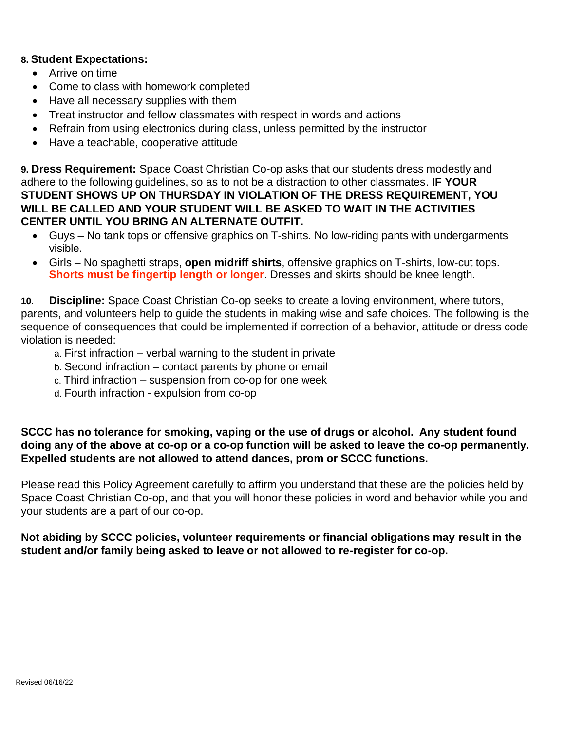**8. Student Expectations:**

- Arrive on time
- Come to class with homework completed
- Have all necessary supplies with them
- Treat instructor and fellow classmates with respect in words and actions
- Refrain from using electronics during class, unless permitted by the instructor
- Have a teachable, cooperative attitude

**9. Dress Requirement:** Space Coast Christian Co-op asks that our students dress modestly and adhere to the following guidelines, so as to not be a distraction to other classmates. **IF YOUR STUDENT SHOWS UP ON THURSDAY IN VIOLATION OF THE DRESS REQUIREMENT, YOU WILL BE CALLED AND YOUR STUDENT WILL BE ASKED TO WAIT IN THE ACTIVITIES CENTER UNTIL YOU BRING AN ALTERNATE OUTFIT.**

- Guys – No tank tops or offensive graphics on T-shirts. No low-riding pants with undergarments visible.
- Girls – No spaghetti straps, **open midriff shirts**, offensive graphics on T-shirts, low-cut tops. **Shorts must be fingertip length or longer**. Dresses and skirts should be knee length.

**10. Discipline:** Space Coast Christian Co-op seeks to create a loving environment, where tutors, parents, and volunteers help to guide the students in making wise and safe choices. The following is the sequence of consequences that could be implemented if correction of a behavior, attitude or dress code violation is needed:

a. First infraction – verbal warning to the student in private
b. Second infraction – contact parents by phone or email
c. Third infraction – suspension from co-op for one week
d. Fourth infraction - expulsion from co-op

**SCCC has no tolerance for smoking, vaping or the use of drugs or alcohol. Any student found doing any of the above at co-op or a co-op function will be asked to leave the co-op permanently. Expelled students are not allowed to attend dances, prom or SCCC functions.**

Please read this Policy Agreement carefully to affirm you understand that these are the policies held by Space Coast Christian Co-op, and that you will honor these policies in word and behavior while you and your students are a part of our co-op.

**Not abiding by SCCC policies, volunteer requirements or financial obligations may result in the student and/or family being asked to leave or not allowed to re-register for co-op.**

Revised 06/16/22